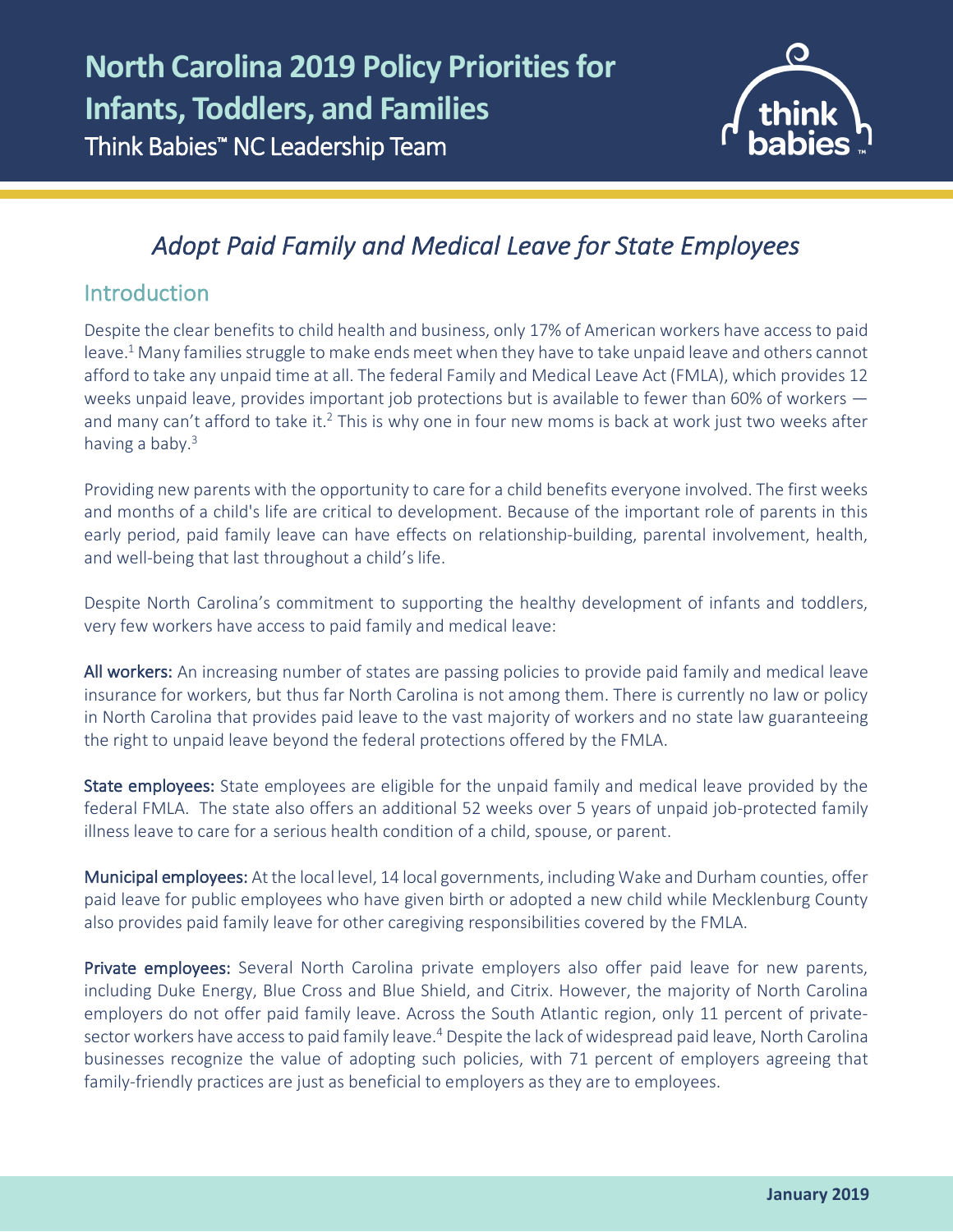# North Carolina 2019 Policy Priorities for Infants, Toddlers, and Families

Think Babies™ NC Leadership Team

## *Adopt Paid Family and Medical Leave for State Employees*

### Introduction

Despite the clear benefits to child health and business, only 17% of American workers have access to paid leave.[1] Many families struggle to make ends meet when they have to take unpaid leave and others cannot afford to take any unpaid time at all. The federal Family and Medical Leave Act (FMLA), which provides 12 weeks unpaid leave, provides important job protections but is available to fewer than 60% of workers — and many can't afford to take it.[2] This is why one in four new moms is back at work just two weeks after having a baby.[3]

Providing new parents with the opportunity to care for a child benefits everyone involved. The first weeks and months of a child's life are critical to development. Because of the important role of parents in this early period, paid family leave can have effects on relationship-building, parental involvement, health, and well-being that last throughout a child's life.

Despite North Carolina's commitment to supporting the healthy development of infants and toddlers, very few workers have access to paid family and medical leave:

**All workers:** An increasing number of states are passing policies to provide paid family and medical leave insurance for workers, but thus far North Carolina is not among them. There is currently no law or policy in North Carolina that provides paid leave to the vast majority of workers and no state law guaranteeing the right to unpaid leave beyond the federal protections offered by the FMLA.

**State employees:** State employees are eligible for the unpaid family and medical leave provided by the federal FMLA. The state also offers an additional 52 weeks over 5 years of unpaid job-protected family illness leave to care for a serious health condition of a child, spouse, or parent.

**Municipal employees:** At the local level, 14 local governments, including Wake and Durham counties, offer paid leave for public employees who have given birth or adopted a new child while Mecklenburg County also provides paid family leave for other caregiving responsibilities covered by the FMLA.

**Private employees:** Several North Carolina private employers also offer paid leave for new parents, including Duke Energy, Blue Cross and Blue Shield, and Citrix. However, the majority of North Carolina employers do not offer paid family leave. Across the South Atlantic region, only 11 percent of private-sector workers have access to paid family leave.[4] Despite the lack of widespread paid leave, North Carolina businesses recognize the value of adopting such policies, with 71 percent of employers agreeing that family-friendly practices are just as beneficial to employers as they are to employees.

January 2019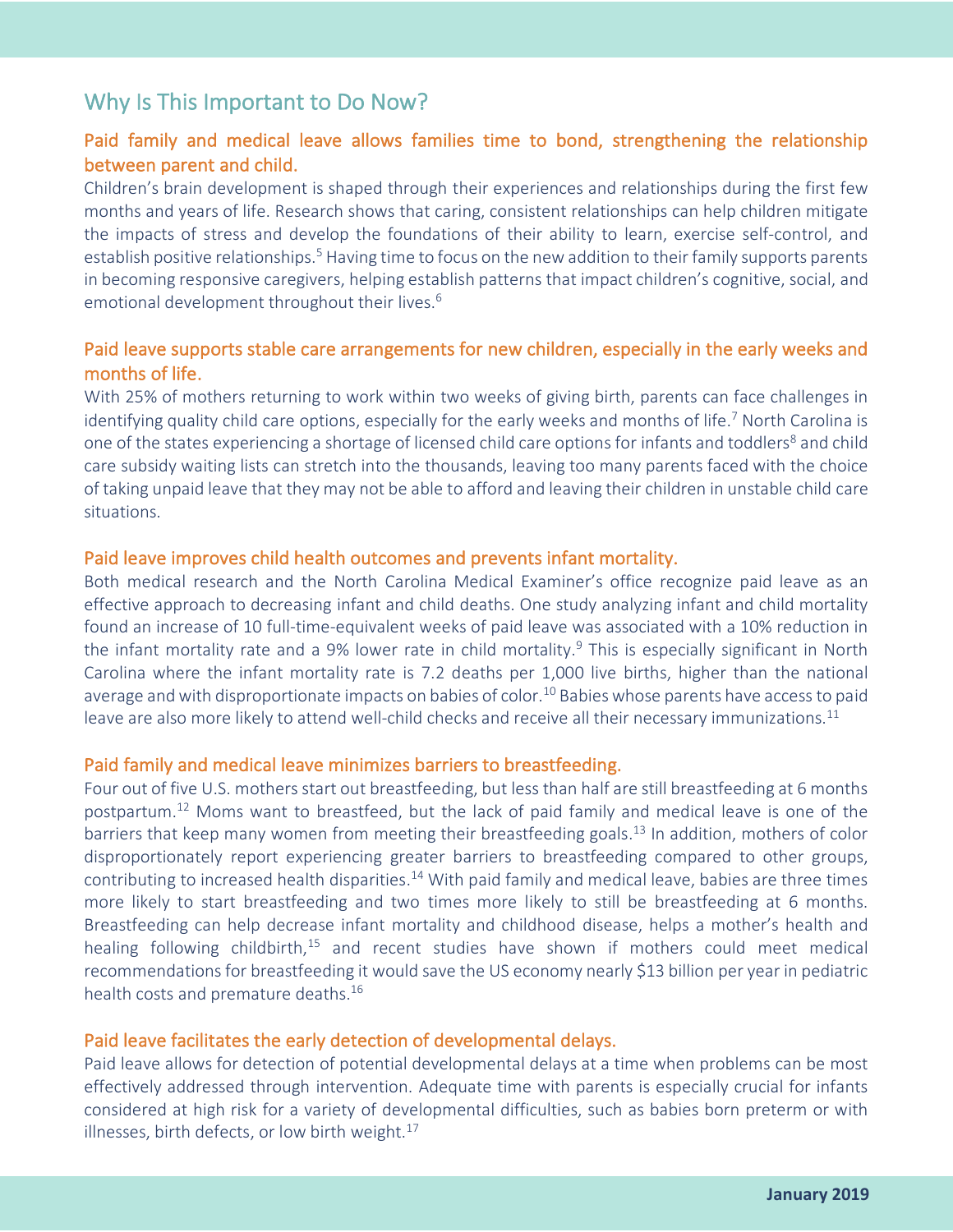## Why Is This Important to Do Now?

### Paid family and medical leave allows families time to bond, strengthening the relationship between parent and child.

Children's brain development is shaped through their experiences and relationships during the first few months and years of life. Research shows that caring, consistent relationships can help children mitigate the impacts of stress and develop the foundations of their ability to learn, exercise self-control, and establish positive relationships.[5] Having time to focus on the new addition to their family supports parents in becoming responsive caregivers, helping establish patterns that impact children's cognitive, social, and emotional development throughout their lives.[6]

### Paid leave supports stable care arrangements for new children, especially in the early weeks and months of life.

With 25% of mothers returning to work within two weeks of giving birth, parents can face challenges in identifying quality child care options, especially for the early weeks and months of life.[7] North Carolina is one of the states experiencing a shortage of licensed child care options for infants and toddlers[8] and child care subsidy waiting lists can stretch into the thousands, leaving too many parents faced with the choice of taking unpaid leave that they may not be able to afford and leaving their children in unstable child care situations.

### Paid leave improves child health outcomes and prevents infant mortality.

Both medical research and the North Carolina Medical Examiner's office recognize paid leave as an effective approach to decreasing infant and child deaths. One study analyzing infant and child mortality found an increase of 10 full-time-equivalent weeks of paid leave was associated with a 10% reduction in the infant mortality rate and a 9% lower rate in child mortality.[9] This is especially significant in North Carolina where the infant mortality rate is 7.2 deaths per 1,000 live births, higher than the national average and with disproportionate impacts on babies of color.[10] Babies whose parents have access to paid leave are also more likely to attend well-child checks and receive all their necessary immunizations.[11]

### Paid family and medical leave minimizes barriers to breastfeeding.

Four out of five U.S. mothers start out breastfeeding, but less than half are still breastfeeding at 6 months postpartum.[12] Moms want to breastfeed, but the lack of paid family and medical leave is one of the barriers that keep many women from meeting their breastfeeding goals.[13] In addition, mothers of color disproportionately report experiencing greater barriers to breastfeeding compared to other groups, contributing to increased health disparities.[14] With paid family and medical leave, babies are three times more likely to start breastfeeding and two times more likely to still be breastfeeding at 6 months. Breastfeeding can help decrease infant mortality and childhood disease, helps a mother's health and healing following childbirth,[15] and recent studies have shown if mothers could meet medical recommendations for breastfeeding it would save the US economy nearly $13 billion per year in pediatric health costs and premature deaths.[16]

### Paid leave facilitates the early detection of developmental delays.

Paid leave allows for detection of potential developmental delays at a time when problems can be most effectively addressed through intervention. Adequate time with parents is especially crucial for infants considered at high risk for a variety of developmental difficulties, such as babies born preterm or with illnesses, birth defects, or low birth weight.[17]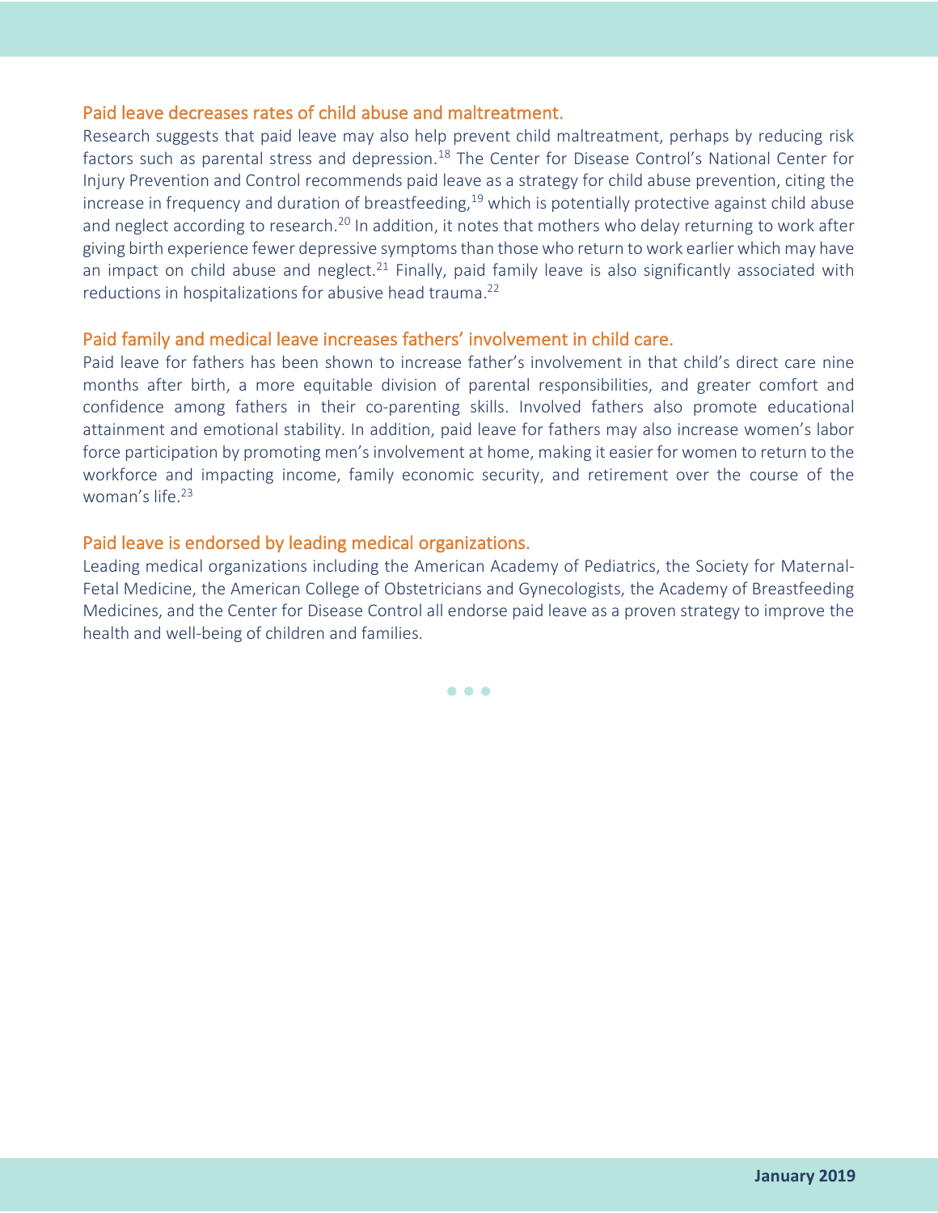## Paid leave decreases rates of child abuse and maltreatment.

Research suggests that paid leave may also help prevent child maltreatment, perhaps by reducing risk factors such as parental stress and depression.[18] The Center for Disease Control's National Center for Injury Prevention and Control recommends paid leave as a strategy for child abuse prevention, citing the increase in frequency and duration of breastfeeding,[19] which is potentially protective against child abuse and neglect according to research.[20] In addition, it notes that mothers who delay returning to work after giving birth experience fewer depressive symptoms than those who return to work earlier which may have an impact on child abuse and neglect.[21] Finally, paid family leave is also significantly associated with reductions in hospitalizations for abusive head trauma.[22]

## Paid family and medical leave increases fathers' involvement in child care.

Paid leave for fathers has been shown to increase father's involvement in that child's direct care nine months after birth, a more equitable division of parental responsibilities, and greater comfort and confidence among fathers in their co-parenting skills. Involved fathers also promote educational attainment and emotional stability. In addition, paid leave for fathers may also increase women's labor force participation by promoting men's involvement at home, making it easier for women to return to the workforce and impacting income, family economic security, and retirement over the course of the woman's life.[23]

## Paid leave is endorsed by leading medical organizations.

Leading medical organizations including the American Academy of Pediatrics, the Society for Maternal-Fetal Medicine, the American College of Obstetricians and Gynecologists, the Academy of Breastfeeding Medicines, and the Center for Disease Control all endorse paid leave as a proven strategy to improve the health and well-being of children and families.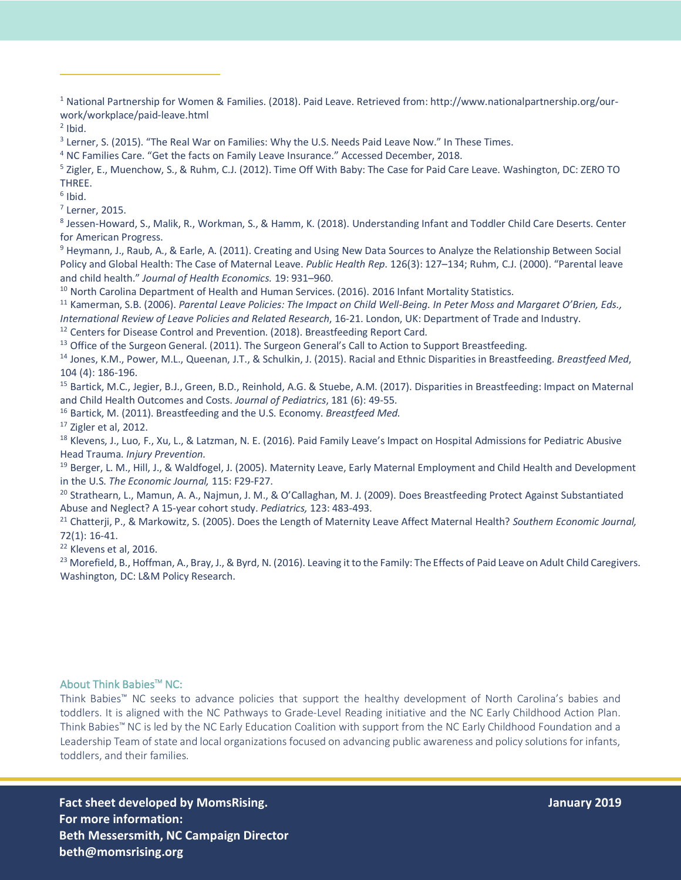[1] National Partnership for Women & Families. (2018). Paid Leave. Retrieved from: http://www.nationalpartnership.org/our-work/workplace/paid-leave.html

[2] Ibid.

[3] Lerner, S. (2015). "The Real War on Families: Why the U.S. Needs Paid Leave Now." In These Times.

[4] NC Families Care. "Get the facts on Family Leave Insurance." Accessed December, 2018.

[5] Zigler, E., Muenchow, S., & Ruhm, C.J. (2012). Time Off With Baby: The Case for Paid Care Leave. Washington, DC: ZERO TO THREE.

[6] Ibid.

[7] Lerner, 2015.

[8] Jessen-Howard, S., Malik, R., Workman, S., & Hamm, K. (2018). Understanding Infant and Toddler Child Care Deserts. Center for American Progress.

[9] Heymann, J., Raub, A., & Earle, A. (2011). Creating and Using New Data Sources to Analyze the Relationship Between Social Policy and Global Health: The Case of Maternal Leave. *Public Health Rep.* 126(3): 127–134; Ruhm, C.J. (2000). "Parental leave and child health." *Journal of Health Economics.* 19: 931–960.

[10] North Carolina Department of Health and Human Services. (2016). 2016 Infant Mortality Statistics.

[11] Kamerman, S.B. (2006). *Parental Leave Policies: The Impact on Child Well-Being. In Peter Moss and Margaret O'Brien, Eds., International Review of Leave Policies and Related Research*, 16-21. London, UK: Department of Trade and Industry.

[12] Centers for Disease Control and Prevention. (2018). Breastfeeding Report Card.

[13] Office of the Surgeon General. (2011). The Surgeon General's Call to Action to Support Breastfeeding.

[14] Jones, K.M., Power, M.L., Queenan, J.T., & Schulkin, J. (2015). Racial and Ethnic Disparities in Breastfeeding. *Breastfeed Med*, 104 (4): 186-196.

[15] Bartick, M.C., Jegier, B.J., Green, B.D., Reinhold, A.G. & Stuebe, A.M. (2017). Disparities in Breastfeeding: Impact on Maternal and Child Health Outcomes and Costs. *Journal of Pediatrics*, 181 (6): 49-55.

[16] Bartick, M. (2011). Breastfeeding and the U.S. Economy. *Breastfeed Med.*

[17] Zigler et al, 2012.

[18] Klevens, J., Luo, F., Xu, L., & Latzman, N. E. (2016). Paid Family Leave's Impact on Hospital Admissions for Pediatric Abusive Head Trauma. *Injury Prevention.*

[19] Berger, L. M., Hill, J., & Waldfogel, J. (2005). Maternity Leave, Early Maternal Employment and Child Health and Development in the U.S. *The Economic Journal,* 115: F29-F27.

[20] Strathearn, L., Mamun, A. A., Najmun, J. M., & O'Callaghan, M. J. (2009). Does Breastfeeding Protect Against Substantiated Abuse and Neglect? A 15-year cohort study. *Pediatrics,* 123: 483-493.

[21] Chatterji, P., & Markowitz, S. (2005). Does the Length of Maternity Leave Affect Maternal Health? *Southern Economic Journal,* 72(1): 16-41.

[22] Klevens et al, 2016.

[23] Morefield, B., Hoffman, A., Bray, J., & Byrd, N. (2016). Leaving it to the Family: The Effects of Paid Leave on Adult Child Caregivers. Washington, DC: L&M Policy Research.

## About Think Babies™ NC:

Think Babies™ NC seeks to advance policies that support the healthy development of North Carolina's babies and toddlers. It is aligned with the NC Pathways to Grade-Level Reading initiative and the NC Early Childhood Action Plan. Think Babies™ NC is led by the NC Early Education Coalition with support from the NC Early Childhood Foundation and a Leadership Team of state and local organizations focused on advancing public awareness and policy solutions for infants, toddlers, and their families.

**Fact sheet developed by MomsRising.**
**For more information:**
**Beth Messersmith, NC Campaign Director**
**beth@momsrising.org**

**January 2019**